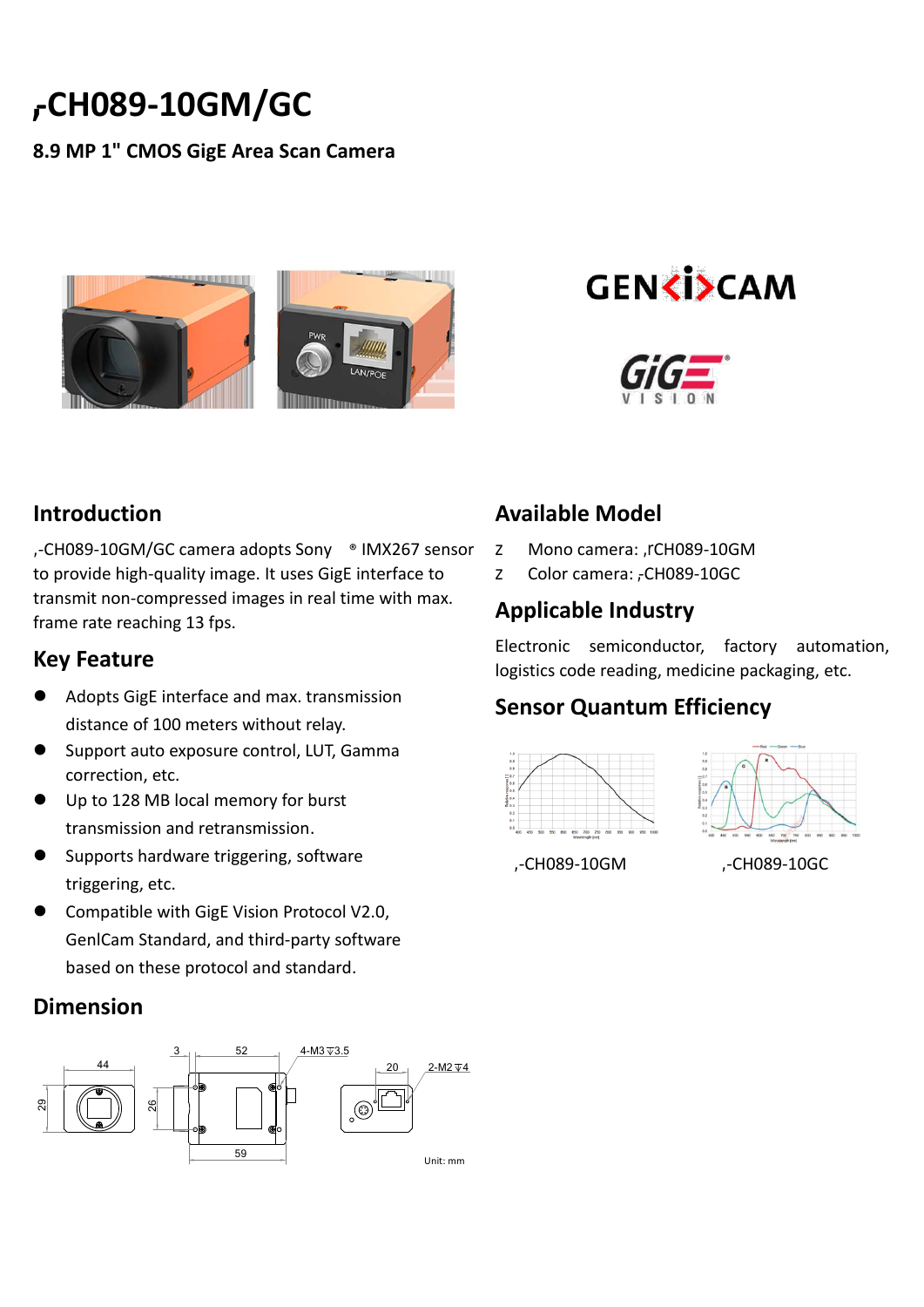# ,-CH089-10GM/GC

**8.9 MP 1" CMOS GigE Area Scan Camera**

## Introduction

,-CH089-10GM/GC camera adopts Sony ® IMX267 sensor to provide high-quality image. It uses GigE interface to transmit non-compressed images in real time with max. frame rate reaching 13 fps.

## Key Feature

- Adopts GigE interface and max. transmission distance of 100 meters without relay.
- Support auto exposure control, LUT, Gamma correction, etc.
- Up to 128 MB local memory for burst transmission and retransmission.
- Supports hardware triggering, software triggering, etc.
- Compatible with GigE Vision Protocol V2.0, GenICam Standard, and third-party software based on these protocol and standard.

## Dimension

Unit: mm

## Available Model

- Mono camera: ,-CH089-10GM
- Color camera: ,-CH089-10GC

## Applicable Industry

Electronic semiconductor, factory automation, logistics code reading, medicine packaging, etc.

## Sensor Quantum Efficiency

,-CH089-10GM

,-CH089-10GC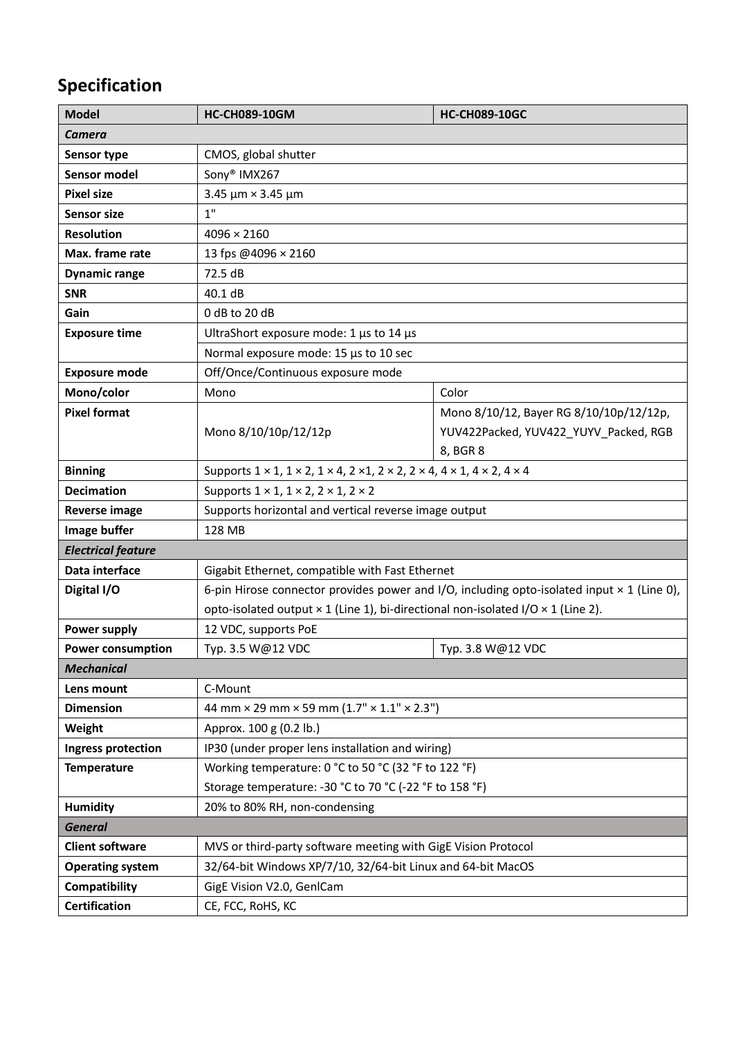## Specification

| Model | HC-CH089-10GM | HC-CH089-10GC |
| --- | --- | --- |
| *Camera* | | |
| **Sensor type** | CMOS, global shutter | |
| **Sensor model** | Sony® IMX267 | |
| **Pixel size** | 3.45 µm × 3.45 µm | |
| **Sensor size** | 1" | |
| **Resolution** | 4096 × 2160 | |
| **Max. frame rate** | 13 fps @4096 × 2160 | |
| **Dynamic range** | 72.5 dB | |
| **SNR** | 40.1 dB | |
| **Gain** | 0 dB to 20 dB | |
| **Exposure time** | UltraShort exposure mode: 1 µs to 14 µs | |
| | Normal exposure mode: 15 µs to 10 sec | |
| **Exposure mode** | Off/Once/Continuous exposure mode | |
| **Mono/color** | Mono | Color |
| **Pixel format** | Mono 8/10/10p/12/12p | Mono 8/10/12, Bayer RG 8/10/10p/12/12p, YUV422Packed, YUV422_YUYV_Packed, RGB 8, BGR 8 |
| **Binning** | Supports 1 × 1, 1 × 2, 1 × 4, 2 ×1, 2 × 2, 2 × 4, 4 × 1, 4 × 2, 4 × 4 | |
| **Decimation** | Supports 1 × 1, 1 × 2, 2 × 1, 2 × 2 | |
| **Reverse image** | Supports horizontal and vertical reverse image output | |
| **Image buffer** | 128 MB | |
| ***Electrical feature*** | | |
| **Data interface** | Gigabit Ethernet, compatible with Fast Ethernet | |
| **Digital I/O** | 6-pin Hirose connector provides power and I/O, including opto-isolated input × 1 (Line 0), opto-isolated output × 1 (Line 1), bi-directional non-isolated I/O × 1 (Line 2). | |
| **Power supply** | 12 VDC, supports PoE | |
| **Power consumption** | Typ. 3.5 W@12 VDC | Typ. 3.8 W@12 VDC |
| ***Mechanical*** | | |
| **Lens mount** | C-Mount | |
| **Dimension** | 44 mm × 29 mm × 59 mm (1.7" × 1.1" × 2.3") | |
| **Weight** | Approx. 100 g (0.2 lb.) | |
| **Ingress protection** | IP30 (under proper lens installation and wiring) | |
| **Temperature** | Working temperature: 0 °C to 50 °C (32 °F to 122 °F) | |
| | Storage temperature: -30 °C to 70 °C (-22 °F to 158 °F) | |
| **Humidity** | 20% to 80% RH, non-condensing | |
| ***General*** | | |
| **Client software** | MVS or third-party software meeting with GigE Vision Protocol | |
| **Operating system** | 32/64-bit Windows XP/7/10, 32/64-bit Linux and 64-bit MacOS | |
| **Compatibility** | GigE Vision V2.0, GenICam | |
| **Certification** | CE, FCC, RoHS, KC | |